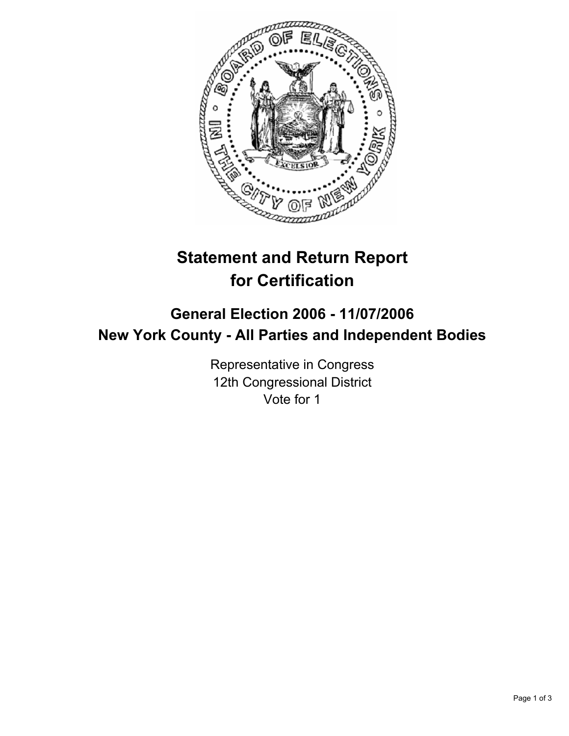# Statement and Return Report for Certification

## General Election 2006 - 11/07/2006
## New York County - All Parties and Independent Bodies

Representative in Congress
12th Congressional District
Vote for 1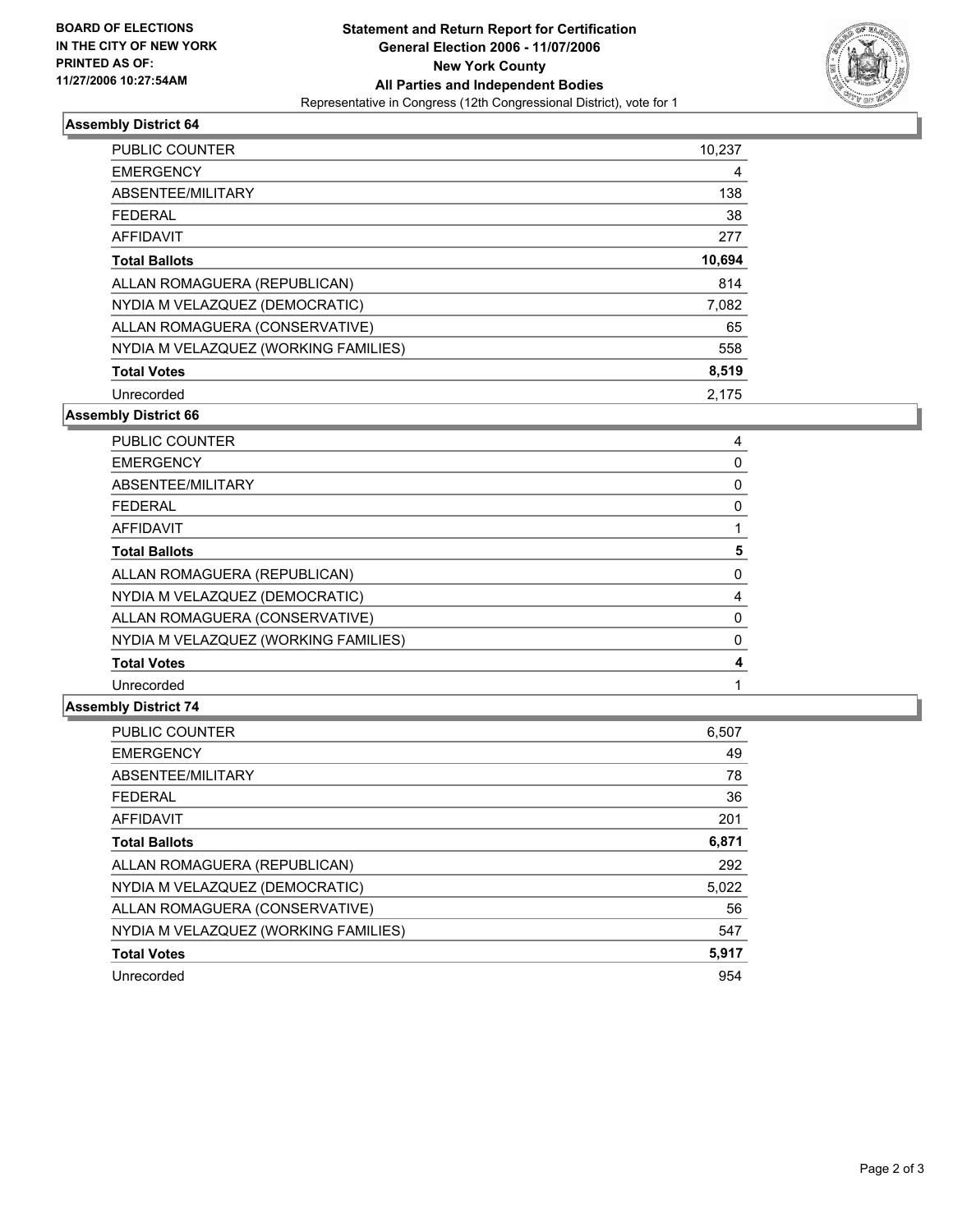**BOARD OF ELECTIONS IN THE CITY OF NEW YORK PRINTED AS OF: 11/27/2006 10:27:54AM**

# Statement and Return Report for Certification
## General Election 2006 - 11/07/2006
## New York County
## All Parties and Independent Bodies
Representative in Congress (12th Congressional District), vote for 1

### Assembly District 64

| | |
|---|---|
| PUBLIC COUNTER | 10,237 |
| EMERGENCY | 4 |
| ABSENTEE/MILITARY | 138 |
| FEDERAL | 38 |
| AFFIDAVIT | 277 |
| **Total Ballots** | **10,694** |
| ALLAN ROMAGUERA (REPUBLICAN) | 814 |
| NYDIA M VELAZQUEZ (DEMOCRATIC) | 7,082 |
| ALLAN ROMAGUERA (CONSERVATIVE) | 65 |
| NYDIA M VELAZQUEZ (WORKING FAMILIES) | 558 |
| **Total Votes** | **8,519** |
| Unrecorded | 2,175 |

### Assembly District 66

| | |
|---|---|
| PUBLIC COUNTER | 4 |
| EMERGENCY | 0 |
| ABSENTEE/MILITARY | 0 |
| FEDERAL | 0 |
| AFFIDAVIT | 1 |
| **Total Ballots** | **5** |
| ALLAN ROMAGUERA (REPUBLICAN) | 0 |
| NYDIA M VELAZQUEZ (DEMOCRATIC) | 4 |
| ALLAN ROMAGUERA (CONSERVATIVE) | 0 |
| NYDIA M VELAZQUEZ (WORKING FAMILIES) | 0 |
| **Total Votes** | **4** |
| Unrecorded | 1 |

### Assembly District 74

| | |
|---|---|
| PUBLIC COUNTER | 6,507 |
| EMERGENCY | 49 |
| ABSENTEE/MILITARY | 78 |
| FEDERAL | 36 |
| AFFIDAVIT | 201 |
| **Total Ballots** | **6,871** |
| ALLAN ROMAGUERA (REPUBLICAN) | 292 |
| NYDIA M VELAZQUEZ (DEMOCRATIC) | 5,022 |
| ALLAN ROMAGUERA (CONSERVATIVE) | 56 |
| NYDIA M VELAZQUEZ (WORKING FAMILIES) | 547 |
| **Total Votes** | **5,917** |
| Unrecorded | 954 |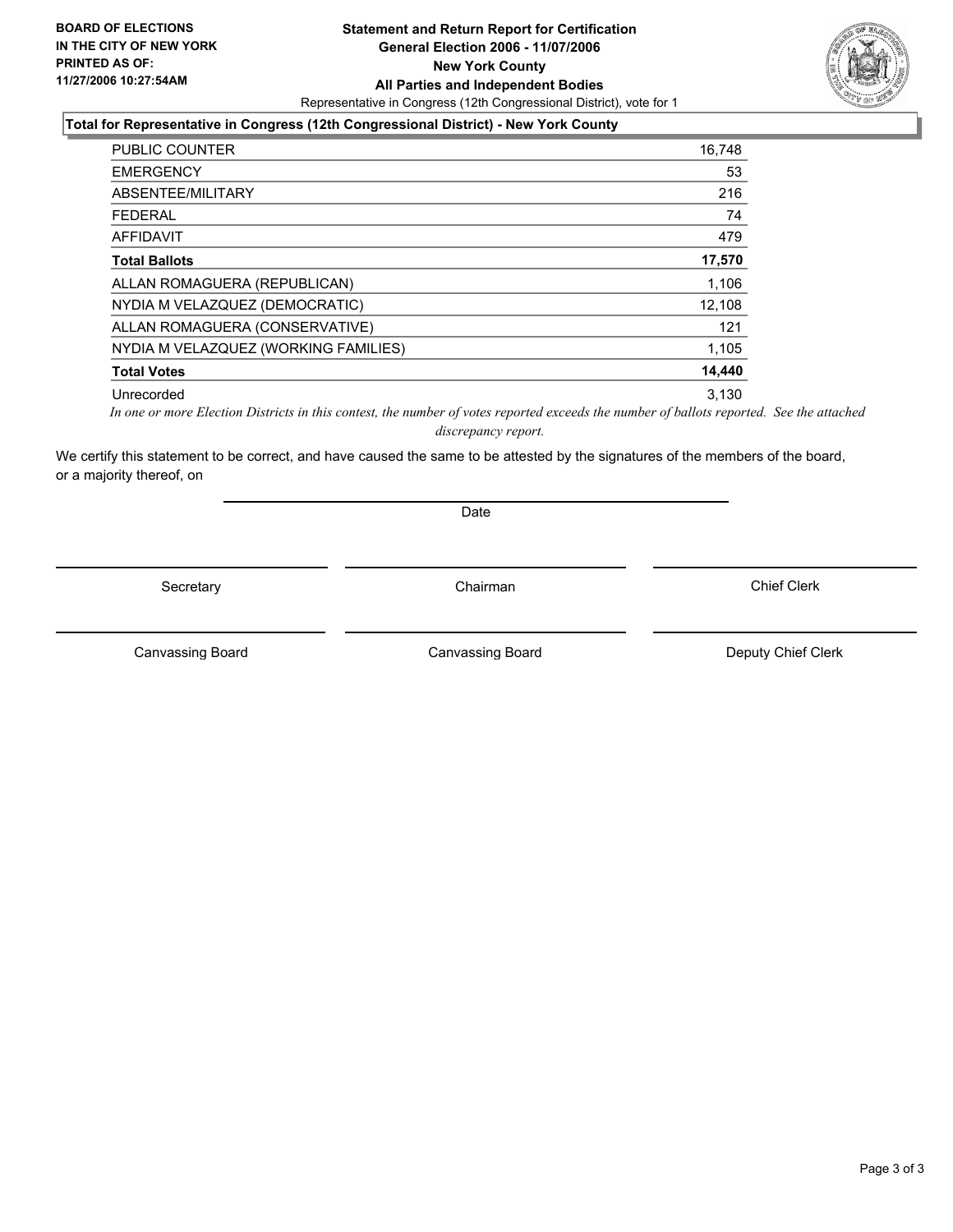**BOARD OF ELECTIONS IN THE CITY OF NEW YORK PRINTED AS OF: 11/27/2006 10:27:54AM**

**Statement and Return Report for Certification**
**General Election 2006 - 11/07/2006**
**New York County**
**All Parties and Independent Bodies**
Representative in Congress (12th Congressional District), vote for 1

### Total for Representative in Congress (12th Congressional District) - New York County

| | |
|---|---|
| PUBLIC COUNTER | 16,748 |
| EMERGENCY | 53 |
| ABSENTEE/MILITARY | 216 |
| FEDERAL | 74 |
| AFFIDAVIT | 479 |
| **Total Ballots** | **17,570** |
| ALLAN ROMAGUERA (REPUBLICAN) | 1,106 |
| NYDIA M VELAZQUEZ (DEMOCRATIC) | 12,108 |
| ALLAN ROMAGUERA (CONSERVATIVE) | 121 |
| NYDIA M VELAZQUEZ (WORKING FAMILIES) | 1,105 |
| **Total Votes** | **14,440** |
| Unrecorded | 3,130 |

*In one or more Election Districts in this contest, the number of votes reported exceeds the number of ballots reported. See the attached discrepancy report.*

We certify this statement to be correct, and have caused the same to be attested by the signatures of the members of the board, or a majority thereof, on

Date

Secretary | Chairman | Chief Clerk

Canvassing Board | Canvassing Board | Deputy Chief Clerk